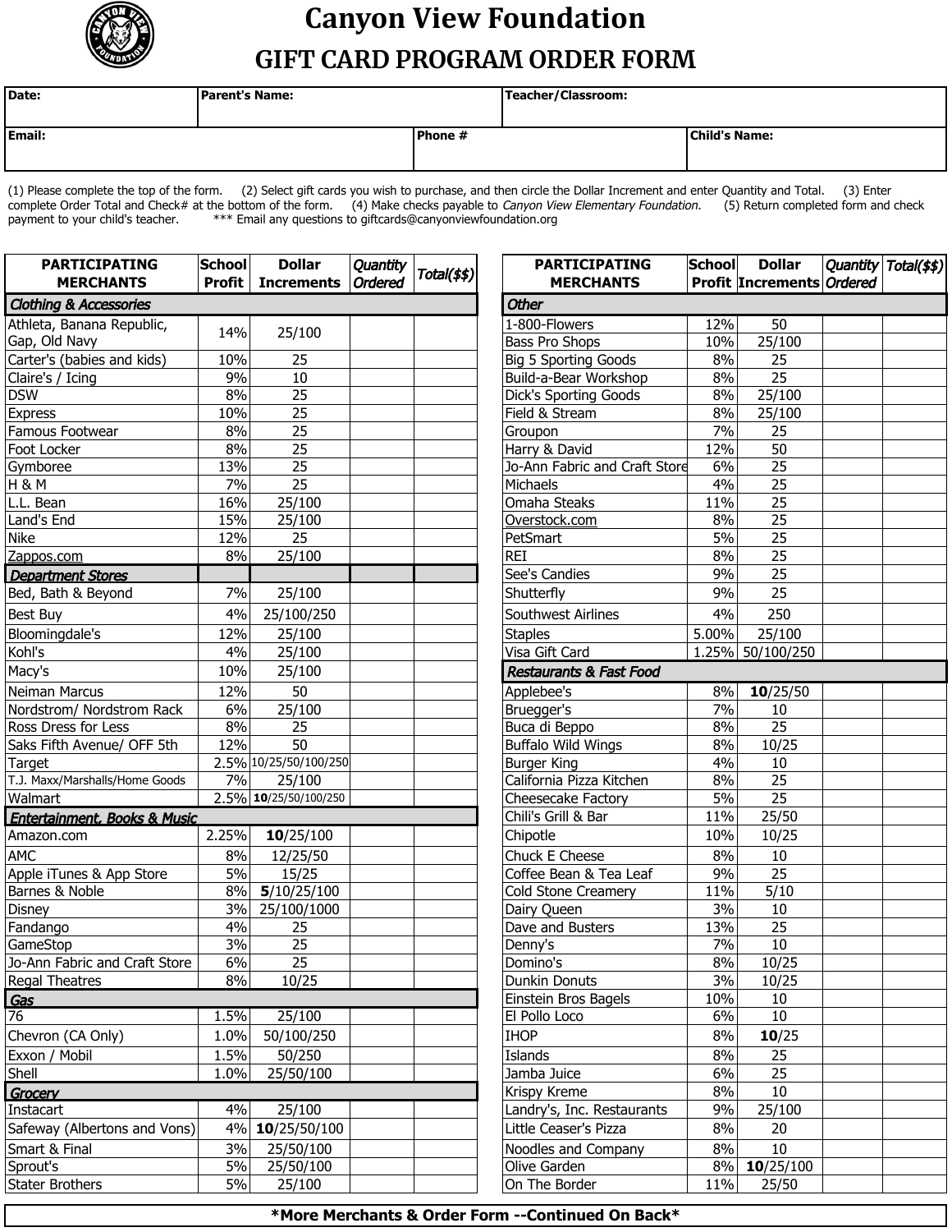# Canyon View Foundation

## GIFT CARD PROGRAM ORDER FORM

| Date: | Parent's Name: | Teacher/Classroom: |
|---|---|---|
| | | |

| Email: | Phone # | Child's Name: |
|---|---|---|
| | | |

(1) Please complete the top of the form. (2) Select gift cards you wish to purchase, and then circle the Dollar Increment and enter Quantity and Total. (3) Enter complete Order Total and Check# at the bottom of the form. (4) Make checks payable to *Canyon View Elementary Foundation.* (5) Return completed form and check payment to your child's teacher. *** Email any questions to giftcards@canyonviewfoundation.org

| PARTICIPATING MERCHANTS | School Profit | Dollar Increments | *Quantity Ordered* | *Total($$)* |
|---|---|---|---|---|
| ***Clothing & Accessories*** | | | | |
| Athleta, Banana Republic, Gap, Old Navy | 14% | 25/100 | | |
| Carter's (babies and kids) | 10% | 25 | | |
| Claire's / Icing | 9% | 10 | | |
| DSW | 8% | 25 | | |
| Express | 10% | 25 | | |
| Famous Footwear | 8% | 25 | | |
| Foot Locker | 8% | 25 | | |
| Gymboree | 13% | 25 | | |
| H & M | 7% | 25 | | |
| L.L. Bean | 16% | 25/100 | | |
| Land's End | 15% | 25/100 | | |
| Nike | 12% | 25 | | |
| Zappos.com | 8% | 25/100 | | |
| ***Department Stores*** | | | | |
| Bed, Bath & Beyond | 7% | 25/100 | | |
| Best Buy | 4% | 25/100/250 | | |
| Bloomingdale's | 12% | 25/100 | | |
| Kohl's | 4% | 25/100 | | |
| Macy's | 10% | 25/100 | | |
| Neiman Marcus | 12% | 50 | | |
| Nordstrom/ Nordstrom Rack | 6% | 25/100 | | |
| Ross Dress for Less | 8% | 25 | | |
| Saks Fifth Avenue/ OFF 5th | 12% | 50 | | |
| Target | 2.5% | 10/25/50/100/250 | | |
| T.J. Maxx/Marshalls/Home Goods | 7% | 25/100 | | |
| Walmart | 2.5% | **10**/25/50/100/250 | | |
| ***Entertainment, Books & Music*** | | | | |
| Amazon.com | 2.25% | **10**/25/100 | | |
| AMC | 8% | 12/25/50 | | |
| Apple iTunes & App Store | 5% | 15/25 | | |
| Barnes & Noble | 8% | **5**/10/25/100 | | |
| Disney | 3% | 25/100/1000 | | |
| Fandango | 4% | 25 | | |
| GameStop | 3% | 25 | | |
| Jo-Ann Fabric and Craft Store | 6% | 25 | | |
| Regal Theatres | 8% | 10/25 | | |
| ***Gas*** | | | | |
| 76 | 1.5% | 25/100 | | |
| Chevron (CA Only) | 1.0% | 50/100/250 | | |
| Exxon / Mobil | 1.5% | 50/250 | | |
| Shell | 1.0% | 25/50/100 | | |
| ***Grocery*** | | | | |
| Instacart | 4% | 25/100 | | |
| Safeway (Albertons and Vons) | 4% | **10**/25/50/100 | | |
| Smart & Final | 3% | 25/50/100 | | |
| Sprout's | 5% | 25/50/100 | | |
| Stater Brothers | 5% | 25/100 | | |

| PARTICIPATING MERCHANTS | School Profit | Dollar Increments | *Quantity Ordered* | *Total($$)* |
|---|---|---|---|---|
| ***Other*** | | | | |
| 1-800-Flowers | 12% | 50 | | |
| Bass Pro Shops | 10% | 25/100 | | |
| Big 5 Sporting Goods | 8% | 25 | | |
| Build-a-Bear Workshop | 8% | 25 | | |
| Dick's Sporting Goods | 8% | 25/100 | | |
| Field & Stream | 8% | 25/100 | | |
| Groupon | 7% | 25 | | |
| Harry & David | 12% | 50 | | |
| Jo-Ann Fabric and Craft Store | 6% | 25 | | |
| Michaels | 4% | 25 | | |
| Omaha Steaks | 11% | 25 | | |
| Overstock.com | 8% | 25 | | |
| PetSmart | 5% | 25 | | |
| REI | 8% | 25 | | |
| See's Candies | 9% | 25 | | |
| Shutterfly | 9% | 25 | | |
| Southwest Airlines | 4% | 250 | | |
| Staples | 5.00% | 25/100 | | |
| Visa Gift Card | 1.25% | 50/100/250 | | |
| ***Restaurants & Fast Food*** | | | | |
| Applebee's | 8% | **10**/25/50 | | |
| Bruegger's | 7% | 10 | | |
| Buca di Beppo | 8% | 25 | | |
| Buffalo Wild Wings | 8% | 10/25 | | |
| Burger King | 4% | 10 | | |
| California Pizza Kitchen | 8% | 25 | | |
| Cheesecake Factory | 5% | 25 | | |
| Chili's Grill & Bar | 11% | 25/50 | | |
| Chipotle | 10% | 10/25 | | |
| Chuck E Cheese | 8% | 10 | | |
| Coffee Bean & Tea Leaf | 9% | 25 | | |
| Cold Stone Creamery | 11% | 5/10 | | |
| Dairy Queen | 3% | 10 | | |
| Dave and Busters | 13% | 25 | | |
| Denny's | 7% | 10 | | |
| Domino's | 8% | 10/25 | | |
| Dunkin Donuts | 3% | 10/25 | | |
| Einstein Bros Bagels | 10% | 10 | | |
| El Pollo Loco | 6% | 10 | | |
| IHOP | 8% | **10**/25 | | |
| Islands | 8% | 25 | | |
| Jamba Juice | 6% | 25 | | |
| Krispy Kreme | 8% | 10 | | |
| Landry's, Inc. Restaurants | 9% | 25/100 | | |
| Little Ceaser's Pizza | 8% | 20 | | |
| Noodles and Company | 8% | 10 | | |
| Olive Garden | 8% | **10**/25/100 | | |
| On The Border | 11% | 25/50 | | |

**\*More Merchants & Order Form --Continued On Back\***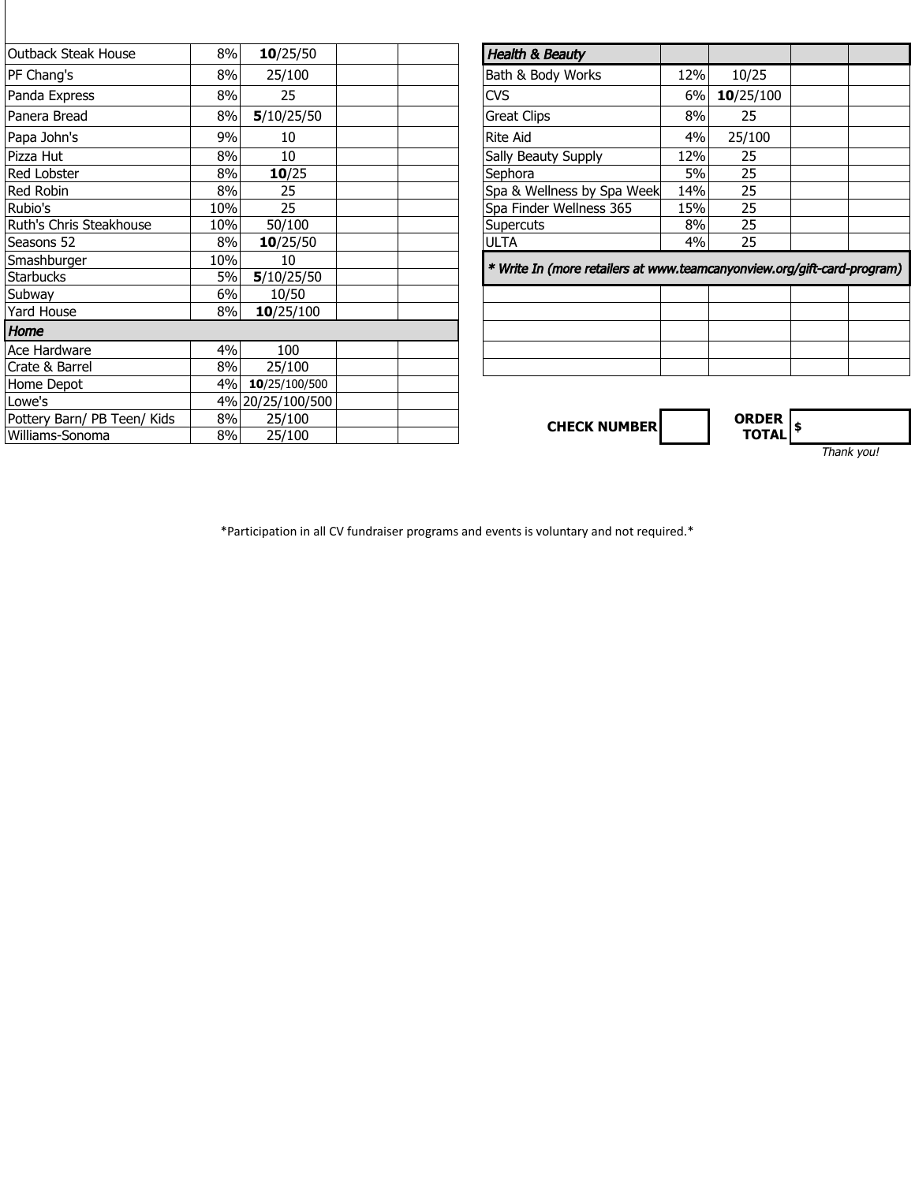| | | | | |
|---|---|---|---|---|
| Outback Steak House | 8% | **10**/25/50 | | |
| PF Chang's | 8% | 25/100 | | |
| Panda Express | 8% | 25 | | |
| Panera Bread | 8% | **5**/10/25/50 | | |
| Papa John's | 9% | 10 | | |
| Pizza Hut | 8% | 10 | | |
| Red Lobster | 8% | **10**/25 | | |
| Red Robin | 8% | 25 | | |
| Rubio's | 10% | 25 | | |
| Ruth's Chris Steakhouse | 10% | 50/100 | | |
| Seasons 52 | 8% | **10**/25/50 | | |
| Smashburger | 10% | 10 | | |
| Starbucks | 5% | **5**/10/25/50 | | |
| Subway | 6% | 10/50 | | |
| Yard House | 8% | **10**/25/100 | | |
| ***Home*** | | | | |
| Ace Hardware | 4% | 100 | | |
| Crate & Barrel | 8% | 25/100 | | |
| Home Depot | 4% | **10**/25/100/500 | | |
| Lowe's | 4% | 20/25/100/500 | | |
| Pottery Barn/ PB Teen/ Kids | 8% | 25/100 | | |
| Williams-Sonoma | 8% | 25/100 | | |

| ***Health & Beauty*** | | | | |
|---|---|---|---|---|
| Bath & Body Works | 12% | 10/25 | | |
| CVS | 6% | **10**/25/100 | | |
| Great Clips | 8% | 25 | | |
| Rite Aid | 4% | 25/100 | | |
| Sally Beauty Supply | 12% | 25 | | |
| Sephora | 5% | 25 | | |
| Spa & Wellness by Spa Week | 14% | 25 | | |
| Spa Finder Wellness 365 | 15% | 25 | | |
| Supercuts | 8% | 25 | | |
| ULTA | 4% | 25 | | |
| ***\* Write In (more retailers at www.teamcanyonview.org/gift-card-program)*** | | | | |
| | | | | |
| | | | | |
| | | | | |
| | | | | |

**CHECK NUMBER** ____ **ORDER TOTAL** $ ____

*Thank you!*

\*Participation in all CV fundraiser programs and events is voluntary and not required.\*